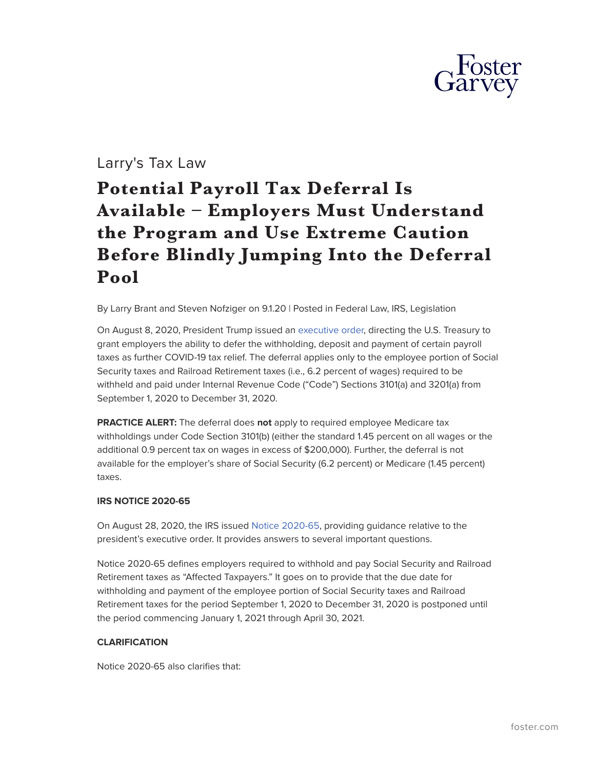Larry's Tax Law

# Potential Payroll Tax Deferral Is Available – Employers Must Understand the Program and Use Extreme Caution Before Blindly Jumping Into the Deferral Pool

By Larry Brant and Steven Nofziger on 9.1.20 | Posted in Federal Law, IRS, Legislation

On August 8, 2020, President Trump issued an executive order, directing the U.S. Treasury to grant employers the ability to defer the withholding, deposit and payment of certain payroll taxes as further COVID-19 tax relief. The deferral applies only to the employee portion of Social Security taxes and Railroad Retirement taxes (i.e., 6.2 percent of wages) required to be withheld and paid under Internal Revenue Code ("Code") Sections 3101(a) and 3201(a) from September 1, 2020 to December 31, 2020.

**PRACTICE ALERT:** The deferral does **not** apply to required employee Medicare tax withholdings under Code Section 3101(b) (either the standard 1.45 percent on all wages or the additional 0.9 percent tax on wages in excess of $200,000). Further, the deferral is not available for the employer's share of Social Security (6.2 percent) or Medicare (1.45 percent) taxes.

**IRS NOTICE 2020-65**

On August 28, 2020, the IRS issued Notice 2020-65, providing guidance relative to the president's executive order. It provides answers to several important questions.

Notice 2020-65 defines employers required to withhold and pay Social Security and Railroad Retirement taxes as "Affected Taxpayers." It goes on to provide that the due date for withholding and payment of the employee portion of Social Security taxes and Railroad Retirement taxes for the period September 1, 2020 to December 31, 2020 is postponed until the period commencing January 1, 2021 through April 30, 2021.

**CLARIFICATION**

Notice 2020-65 also clarifies that: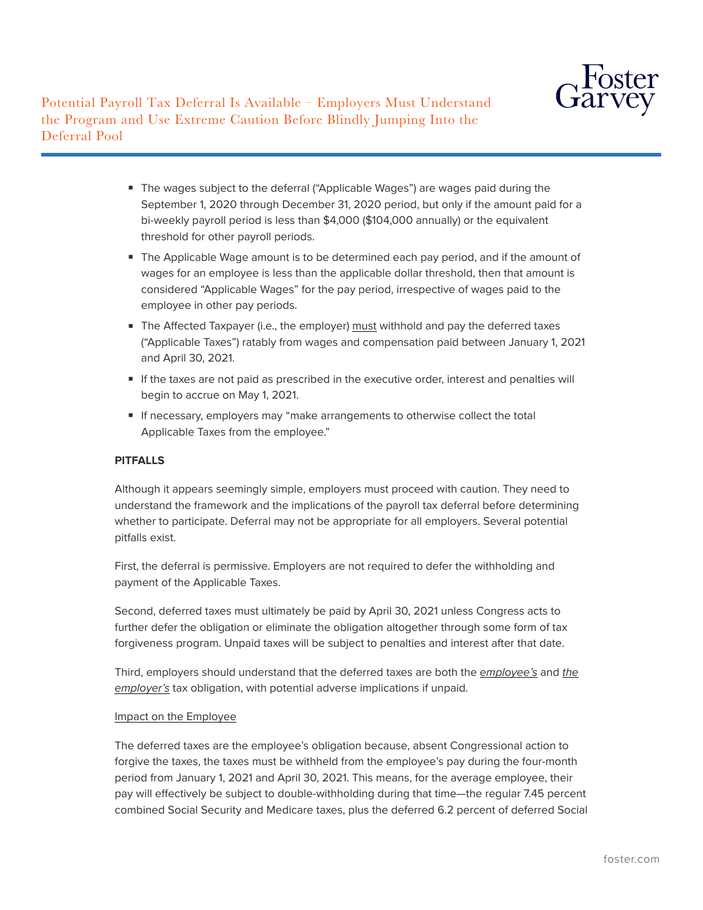- The wages subject to the deferral ("Applicable Wages") are wages paid during the September 1, 2020 through December 31, 2020 period, but only if the amount paid for a bi-weekly payroll period is less than $4,000 ($104,000 annually) or the equivalent threshold for other payroll periods.
- The Applicable Wage amount is to be determined each pay period, and if the amount of wages for an employee is less than the applicable dollar threshold, then that amount is considered "Applicable Wages" for the pay period, irrespective of wages paid to the employee in other pay periods.
- The Affected Taxpayer (i.e., the employer) must withhold and pay the deferred taxes ("Applicable Taxes") ratably from wages and compensation paid between January 1, 2021 and April 30, 2021.
- If the taxes are not paid as prescribed in the executive order, interest and penalties will begin to accrue on May 1, 2021.
- If necessary, employers may "make arrangements to otherwise collect the total Applicable Taxes from the employee."

**PITFALLS**

Although it appears seemingly simple, employers must proceed with caution. They need to understand the framework and the implications of the payroll tax deferral before determining whether to participate. Deferral may not be appropriate for all employers. Several potential pitfalls exist.

First, the deferral is permissive. Employers are not required to defer the withholding and payment of the Applicable Taxes.

Second, deferred taxes must ultimately be paid by April 30, 2021 unless Congress acts to further defer the obligation or eliminate the obligation altogether through some form of tax forgiveness program. Unpaid taxes will be subject to penalties and interest after that date.

Third, employers should understand that the deferred taxes are both the *employee's* and *the employer's* tax obligation, with potential adverse implications if unpaid.

Impact on the Employee

The deferred taxes are the employee's obligation because, absent Congressional action to forgive the taxes, the taxes must be withheld from the employee's pay during the four-month period from January 1, 2021 and April 30, 2021. This means, for the average employee, their pay will effectively be subject to double-withholding during that time—the regular 7.45 percent combined Social Security and Medicare taxes, plus the deferred 6.2 percent of deferred Social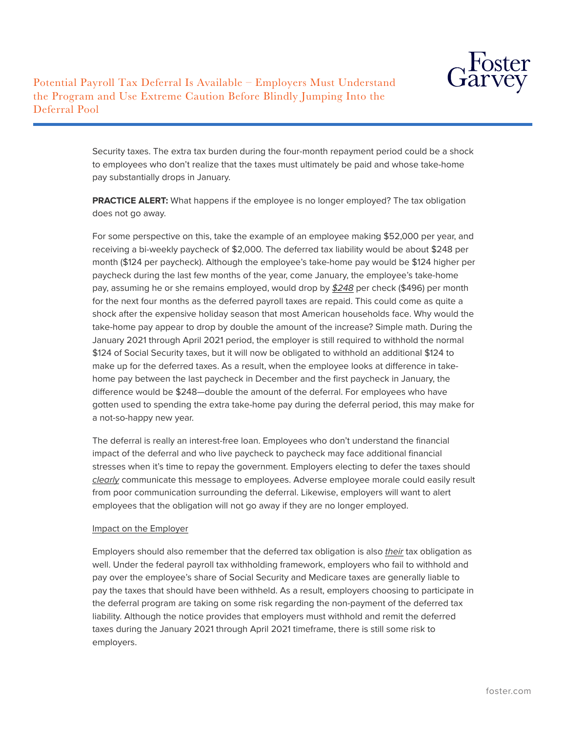Security taxes. The extra tax burden during the four-month repayment period could be a shock to employees who don't realize that the taxes must ultimately be paid and whose take-home pay substantially drops in January.

**PRACTICE ALERT:** What happens if the employee is no longer employed? The tax obligation does not go away.

For some perspective on this, take the example of an employee making $52,000 per year, and receiving a bi-weekly paycheck of $2,000. The deferred tax liability would be about $248 per month ($124 per paycheck). Although the employee's take-home pay would be $124 higher per paycheck during the last few months of the year, come January, the employee's take-home pay, assuming he or she remains employed, would drop by *$248* per check ($496) per month for the next four months as the deferred payroll taxes are repaid. This could come as quite a shock after the expensive holiday season that most American households face. Why would the take-home pay appear to drop by double the amount of the increase? Simple math. During the January 2021 through April 2021 period, the employer is still required to withhold the normal $124 of Social Security taxes, but it will now be obligated to withhold an additional $124 to make up for the deferred taxes. As a result, when the employee looks at difference in take-home pay between the last paycheck in December and the first paycheck in January, the difference would be $248—double the amount of the deferral. For employees who have gotten used to spending the extra take-home pay during the deferral period, this may make for a not-so-happy new year.

The deferral is really an interest-free loan. Employees who don't understand the financial impact of the deferral and who live paycheck to paycheck may face additional financial stresses when it's time to repay the government. Employers electing to defer the taxes should *clearly* communicate this message to employees. Adverse employee morale could easily result from poor communication surrounding the deferral. Likewise, employers will want to alert employees that the obligation will not go away if they are no longer employed.

Impact on the Employer

Employers should also remember that the deferred tax obligation is also *their* tax obligation as well. Under the federal payroll tax withholding framework, employers who fail to withhold and pay over the employee's share of Social Security and Medicare taxes are generally liable to pay the taxes that should have been withheld. As a result, employers choosing to participate in the deferral program are taking on some risk regarding the non-payment of the deferred tax liability. Although the notice provides that employers must withhold and remit the deferred taxes during the January 2021 through April 2021 timeframe, there is still some risk to employers.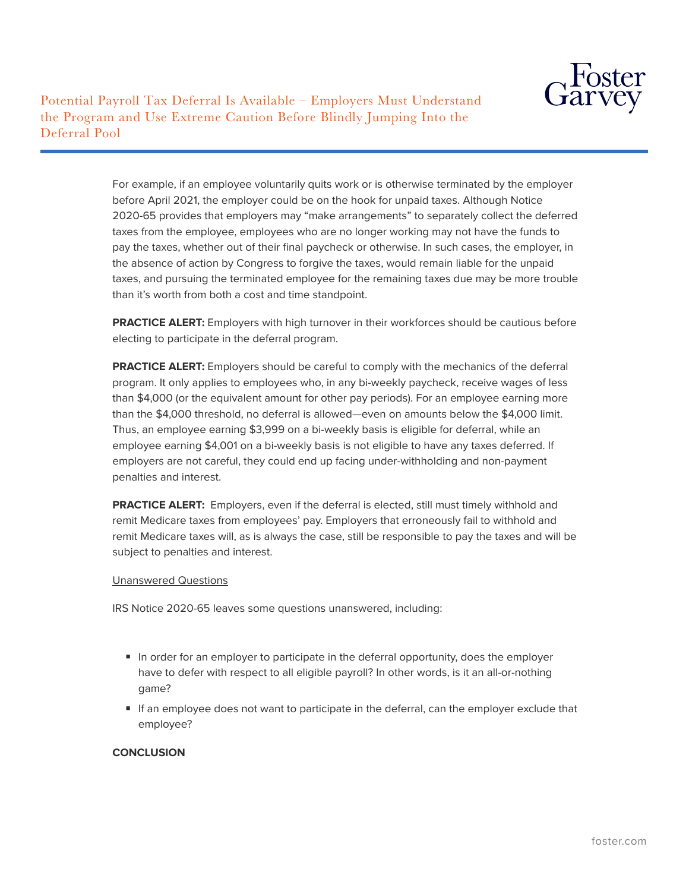For example, if an employee voluntarily quits work or is otherwise terminated by the employer before April 2021, the employer could be on the hook for unpaid taxes. Although Notice 2020-65 provides that employers may "make arrangements" to separately collect the deferred taxes from the employee, employees who are no longer working may not have the funds to pay the taxes, whether out of their final paycheck or otherwise. In such cases, the employer, in the absence of action by Congress to forgive the taxes, would remain liable for the unpaid taxes, and pursuing the terminated employee for the remaining taxes due may be more trouble than it's worth from both a cost and time standpoint.

**PRACTICE ALERT:** Employers with high turnover in their workforces should be cautious before electing to participate in the deferral program.

**PRACTICE ALERT:** Employers should be careful to comply with the mechanics of the deferral program. It only applies to employees who, in any bi-weekly paycheck, receive wages of less than $4,000 (or the equivalent amount for other pay periods). For an employee earning more than the $4,000 threshold, no deferral is allowed—even on amounts below the $4,000 limit. Thus, an employee earning $3,999 on a bi-weekly basis is eligible for deferral, while an employee earning $4,001 on a bi-weekly basis is not eligible to have any taxes deferred. If employers are not careful, they could end up facing under-withholding and non-payment penalties and interest.

**PRACTICE ALERT:** Employers, even if the deferral is elected, still must timely withhold and remit Medicare taxes from employees' pay. Employers that erroneously fail to withhold and remit Medicare taxes will, as is always the case, still be responsible to pay the taxes and will be subject to penalties and interest.

Unanswered Questions

IRS Notice 2020-65 leaves some questions unanswered, including:

- In order for an employer to participate in the deferral opportunity, does the employer have to defer with respect to all eligible payroll? In other words, is it an all-or-nothing game?
- If an employee does not want to participate in the deferral, can the employer exclude that employee?

**CONCLUSION**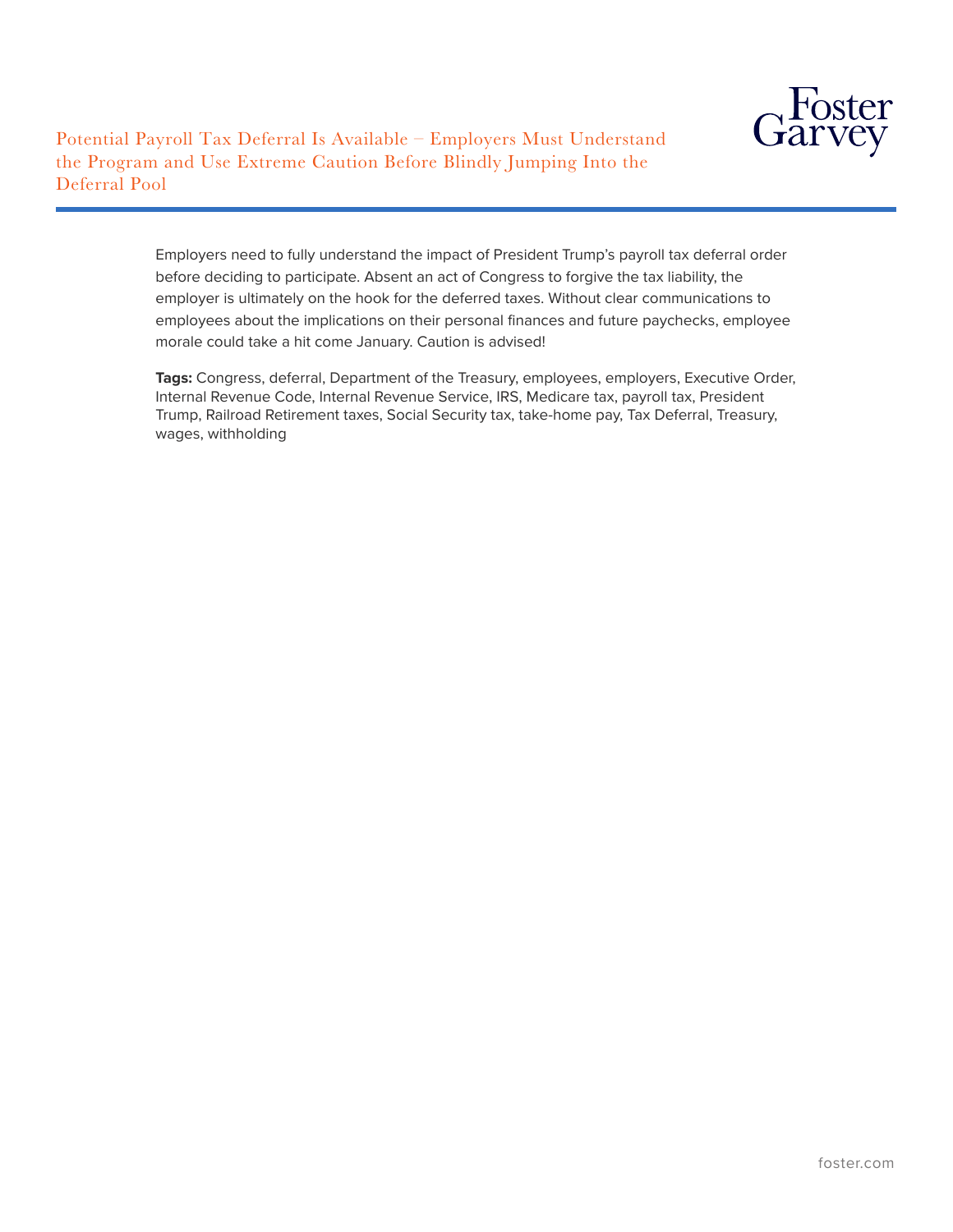Employers need to fully understand the impact of President Trump's payroll tax deferral order before deciding to participate. Absent an act of Congress to forgive the tax liability, the employer is ultimately on the hook for the deferred taxes. Without clear communications to employees about the implications on their personal finances and future paychecks, employee morale could take a hit come January. Caution is advised!

**Tags:** Congress, deferral, Department of the Treasury, employees, employers, Executive Order, Internal Revenue Code, Internal Revenue Service, IRS, Medicare tax, payroll tax, President Trump, Railroad Retirement taxes, Social Security tax, take-home pay, Tax Deferral, Treasury, wages, withholding